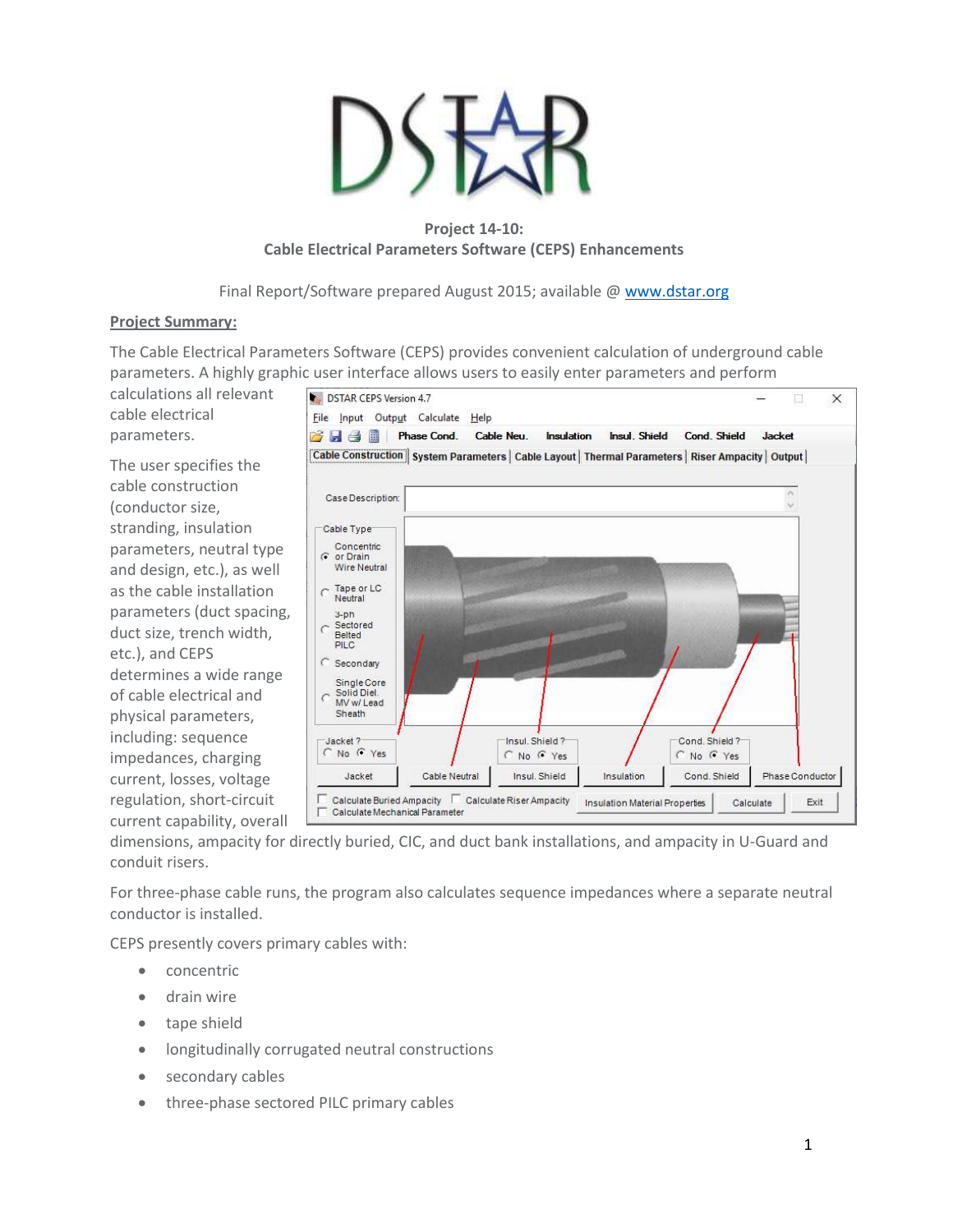# Project 14-10:
## Cable Electrical Parameters Software (CEPS) Enhancements

Final Report/Software prepared August 2015; available @ www.dstar.org

**Project Summary:**

The Cable Electrical Parameters Software (CEPS) provides convenient calculation of underground cable parameters. A highly graphic user interface allows users to easily enter parameters and perform calculations all relevant cable electrical parameters.

The user specifies the cable construction (conductor size, stranding, insulation parameters, neutral type and design, etc.), as well as the cable installation parameters (duct spacing, duct size, trench width, etc.), and CEPS determines a wide range of cable electrical and physical parameters, including: sequence impedances, charging current, losses, voltage regulation, short-circuit current capability, overall dimensions, ampacity for directly buried, CIC, and duct bank installations, and ampacity in U-Guard and conduit risers.

For three-phase cable runs, the program also calculates sequence impedances where a separate neutral conductor is installed.

CEPS presently covers primary cables with:

- concentric
- drain wire
- tape shield
- longitudinally corrugated neutral constructions
- secondary cables
- three-phase sectored PILC primary cables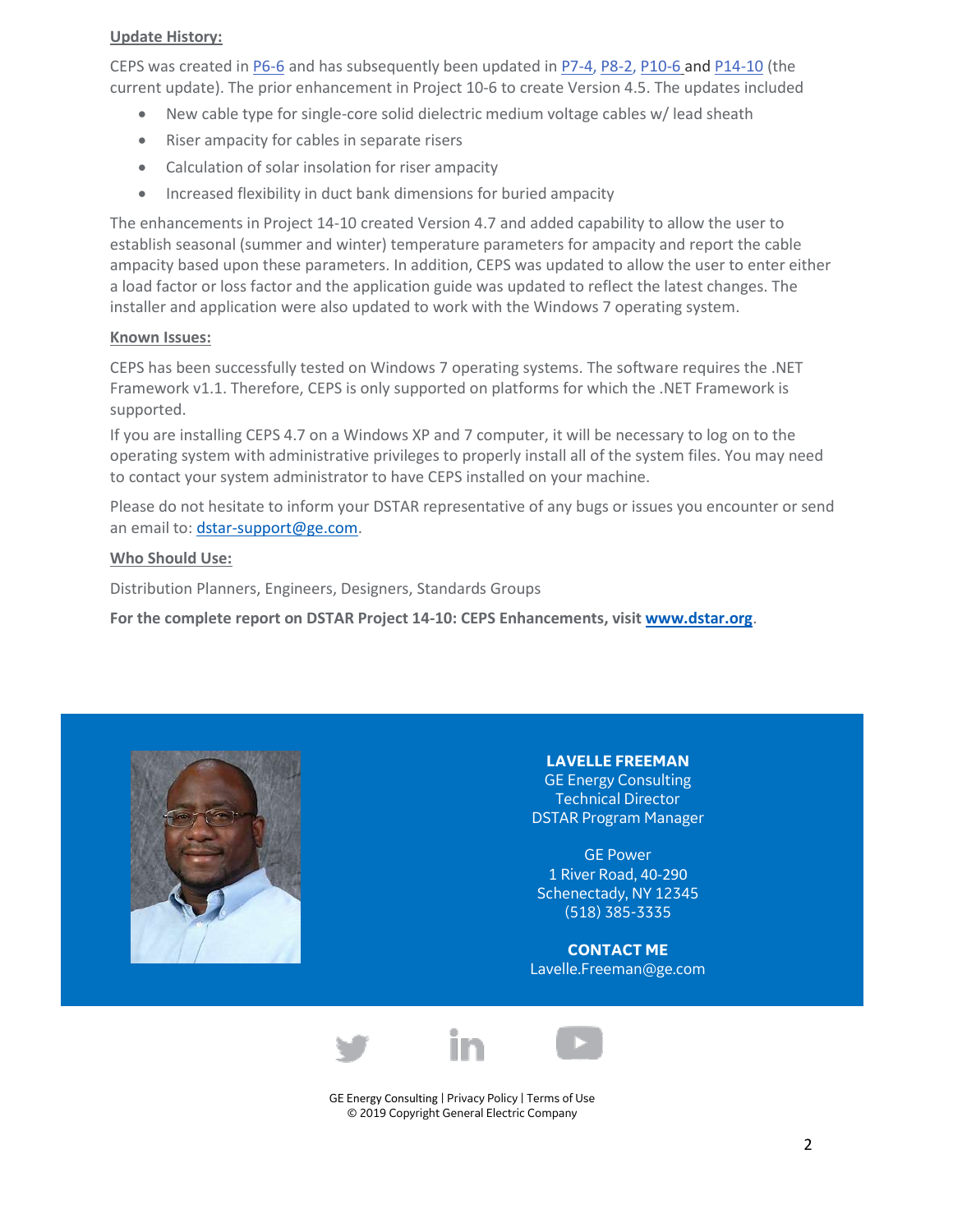**Update History:**

CEPS was created in P6-6 and has subsequently been updated in P7-4, P8-2, P10-6 and P14-10 (the current update). The prior enhancement in Project 10-6 to create Version 4.5. The updates included

- New cable type for single-core solid dielectric medium voltage cables w/ lead sheath
- Riser ampacity for cables in separate risers
- Calculation of solar insolation for riser ampacity
- Increased flexibility in duct bank dimensions for buried ampacity

The enhancements in Project 14-10 created Version 4.7 and added capability to allow the user to establish seasonal (summer and winter) temperature parameters for ampacity and report the cable ampacity based upon these parameters. In addition, CEPS was updated to allow the user to enter either a load factor or loss factor and the application guide was updated to reflect the latest changes. The installer and application were also updated to work with the Windows 7 operating system.

**Known Issues:**

CEPS has been successfully tested on Windows 7 operating systems. The software requires the .NET Framework v1.1. Therefore, CEPS is only supported on platforms for which the .NET Framework is supported.

If you are installing CEPS 4.7 on a Windows XP and 7 computer, it will be necessary to log on to the operating system with administrative privileges to properly install all of the system files. You may need to contact your system administrator to have CEPS installed on your machine.

Please do not hesitate to inform your DSTAR representative of any bugs or issues you encounter or send an email to: dstar-support@ge.com.

**Who Should Use:**

Distribution Planners, Engineers, Designers, Standards Groups

**For the complete report on DSTAR Project 14-10: CEPS Enhancements, visit www.dstar.org.**

**LAVELLE FREEMAN**
GE Energy Consulting
Technical Director
DSTAR Program Manager

GE Power
1 River Road, 40-290
Schenectady, NY 12345
(518) 385-3335

**CONTACT ME**
Lavelle.Freeman@ge.com

GE Energy Consulting | Privacy Policy | Terms of Use
© 2019 Copyright General Electric Company